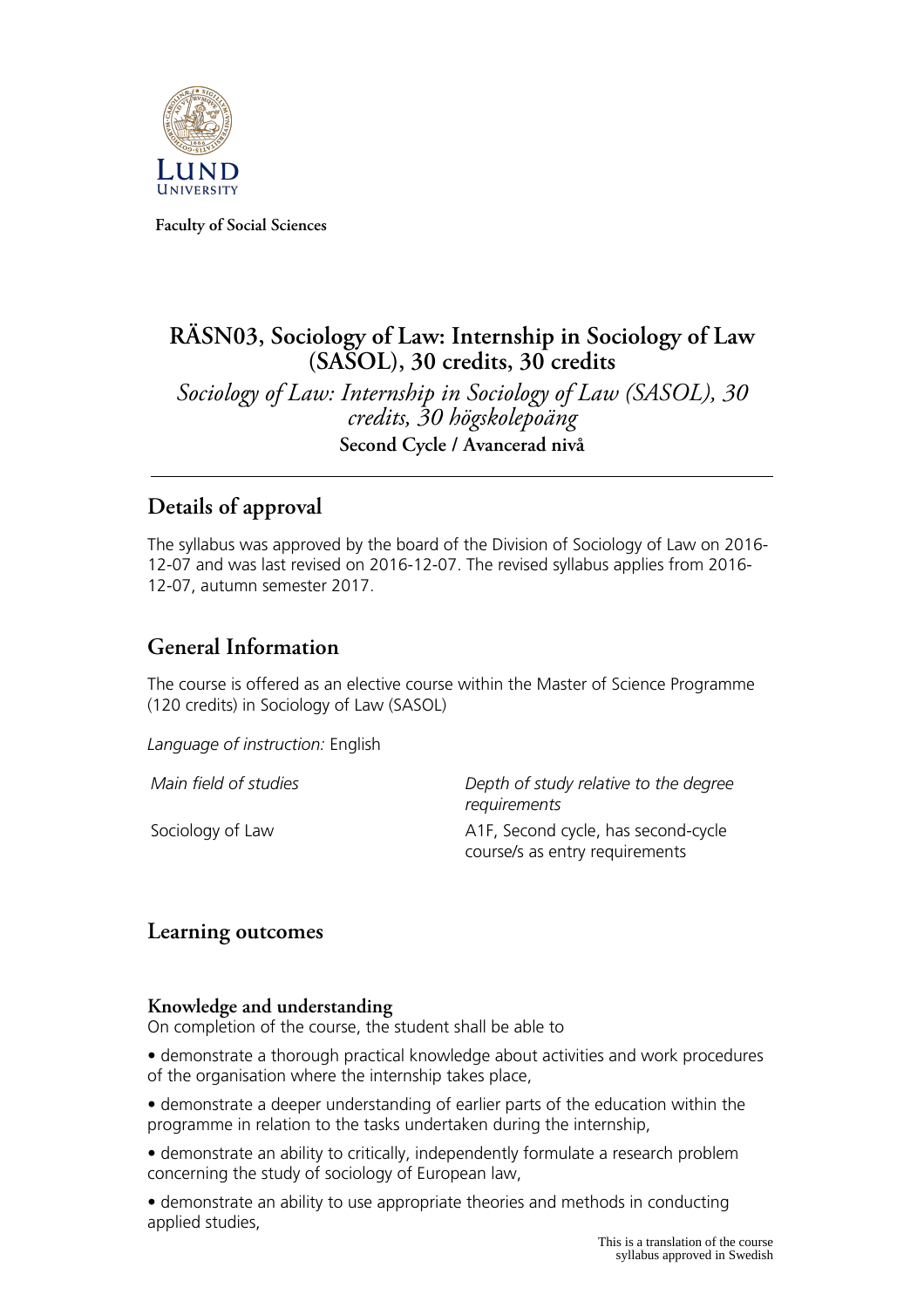**Faculty of Social Sciences**

# RÄSN03, Sociology of Law: Internship in Sociology of Law (SASOL), 30 credits, 30 credits

*Sociology of Law: Internship in Sociology of Law (SASOL), 30 credits, 30 högskolepoäng*

**Second Cycle / Avancerad nivå**

## Details of approval

The syllabus was approved by the board of the Division of Sociology of Law on 2016-12-07 and was last revised on 2016-12-07. The revised syllabus applies from 2016-12-07, autumn semester 2017.

## General Information

The course is offered as an elective course within the Master of Science Programme (120 credits) in Sociology of Law (SASOL)

*Language of instruction:* English

| *Main field of studies* | *Depth of study relative to the degree requirements* |
|---|---|
| Sociology of Law | A1F, Second cycle, has second-cycle course/s as entry requirements |

## Learning outcomes

### Knowledge and understanding

On completion of the course, the student shall be able to

• demonstrate a thorough practical knowledge about activities and work procedures of the organisation where the internship takes place,

• demonstrate a deeper understanding of earlier parts of the education within the programme in relation to the tasks undertaken during the internship,

• demonstrate an ability to critically, independently formulate a research problem concerning the study of sociology of European law,

• demonstrate an ability to use appropriate theories and methods in conducting applied studies,

This is a translation of the course syllabus approved in Swedish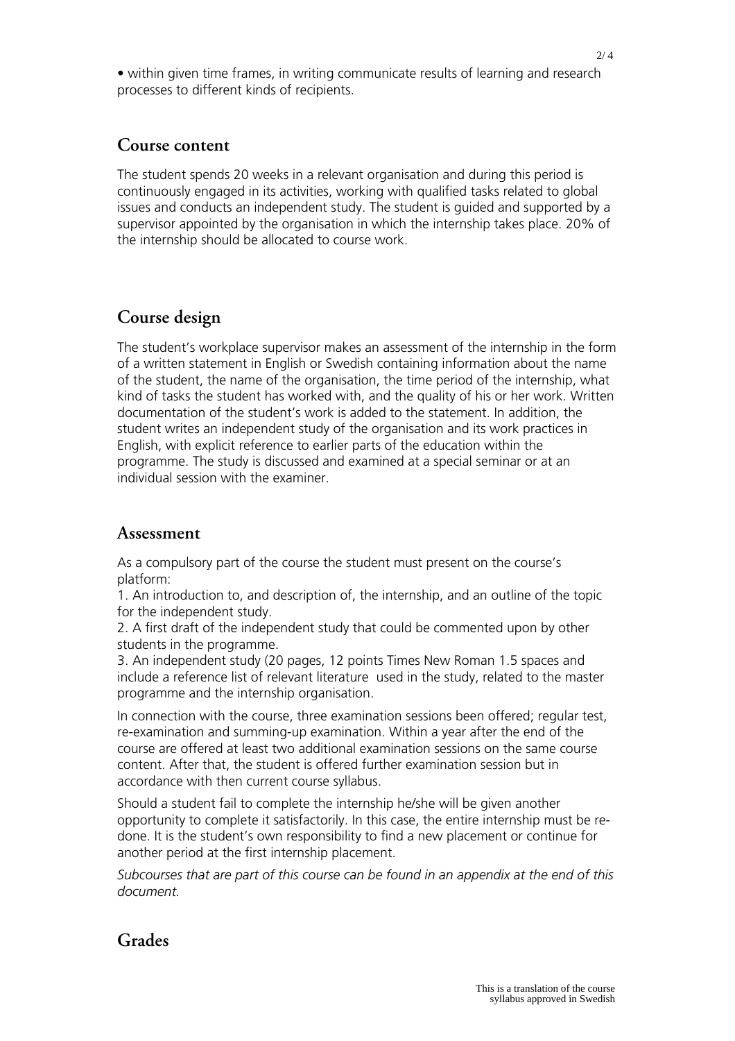• within given time frames, in writing communicate results of learning and research processes to different kinds of recipients.

## Course content

The student spends 20 weeks in a relevant organisation and during this period is continuously engaged in its activities, working with qualified tasks related to global issues and conducts an independent study. The student is guided and supported by a supervisor appointed by the organisation in which the internship takes place. 20% of the internship should be allocated to course work.

## Course design

The student's workplace supervisor makes an assessment of the internship in the form of a written statement in English or Swedish containing information about the name of the student, the name of the organisation, the time period of the internship, what kind of tasks the student has worked with, and the quality of his or her work. Written documentation of the student's work is added to the statement. In addition, the student writes an independent study of the organisation and its work practices in English, with explicit reference to earlier parts of the education within the programme. The study is discussed and examined at a special seminar or at an individual session with the examiner.

## Assessment

As a compulsory part of the course the student must present on the course's platform:

1. An introduction to, and description of, the internship, and an outline of the topic for the independent study.
2. A first draft of the independent study that could be commented upon by other students in the programme.
3. An independent study (20 pages, 12 points Times New Roman 1.5 spaces and include a reference list of relevant literature used in the study, related to the master programme and the internship organisation.

In connection with the course, three examination sessions been offered; regular test, re-examination and summing-up examination. Within a year after the end of the course are offered at least two additional examination sessions on the same course content. After that, the student is offered further examination session but in accordance with then current course syllabus.

Should a student fail to complete the internship he/she will be given another opportunity to complete it satisfactorily. In this case, the entire internship must be re-done. It is the student's own responsibility to find a new placement or continue for another period at the first internship placement.

*Subcourses that are part of this course can be found in an appendix at the end of this document.*

## Grades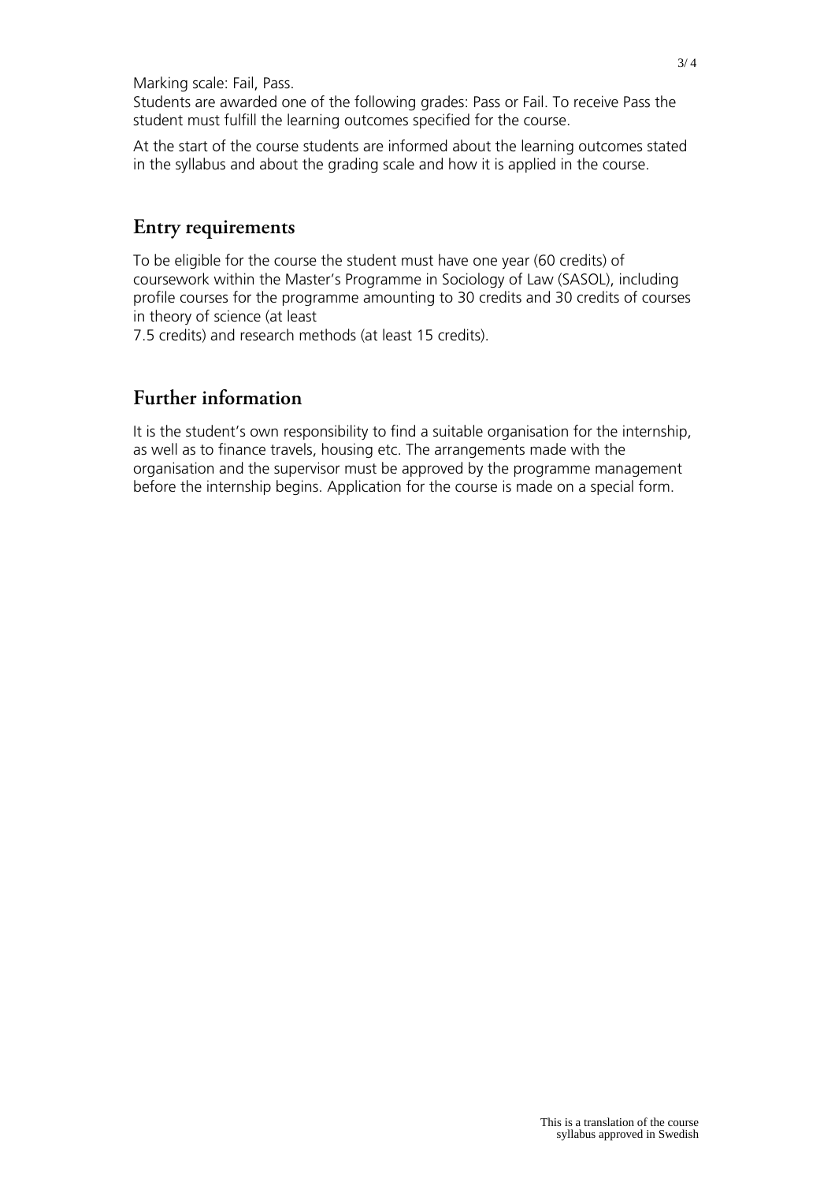Marking scale: Fail, Pass.
Students are awarded one of the following grades: Pass or Fail. To receive Pass the student must fulfill the learning outcomes specified for the course.

At the start of the course students are informed about the learning outcomes stated in the syllabus and about the grading scale and how it is applied in the course.

## Entry requirements

To be eligible for the course the student must have one year (60 credits) of coursework within the Master's Programme in Sociology of Law (SASOL), including profile courses for the programme amounting to 30 credits and 30 credits of courses in theory of science (at least
7.5 credits) and research methods (at least 15 credits).

## Further information

It is the student's own responsibility to find a suitable organisation for the internship, as well as to finance travels, housing etc. The arrangements made with the organisation and the supervisor must be approved by the programme management before the internship begins. Application for the course is made on a special form.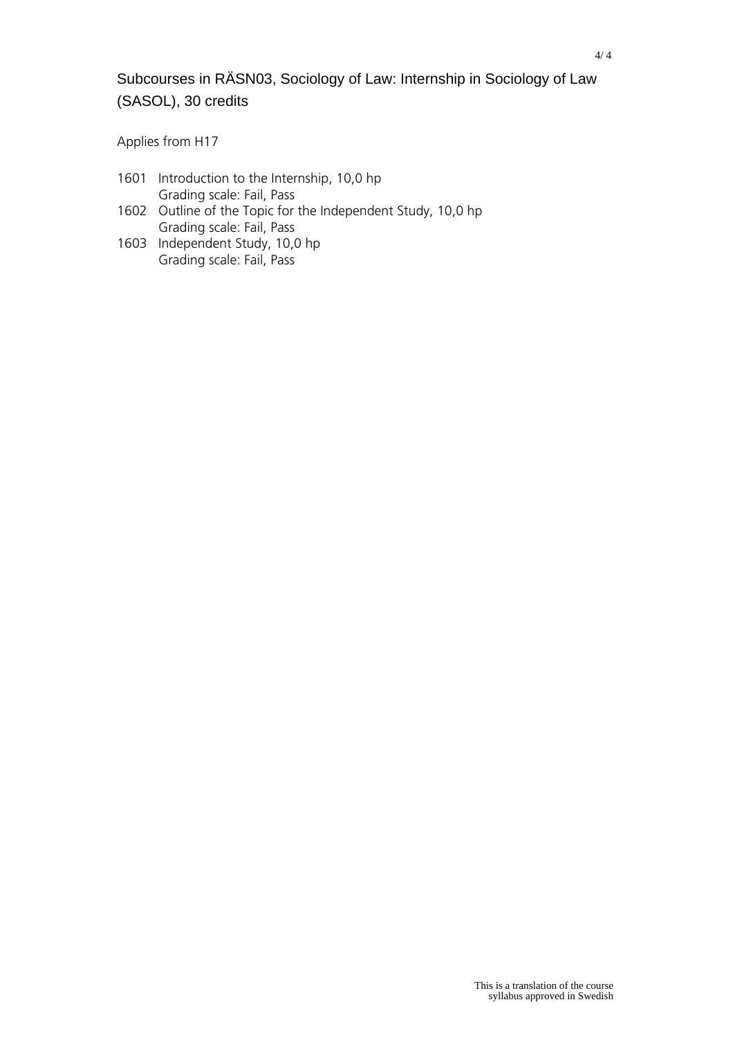## Subcourses in RÄSN03, Sociology of Law: Internship in Sociology of Law (SASOL), 30 credits

Applies from H17

1601 Introduction to the Internship, 10,0 hp
  Grading scale: Fail, Pass
1602 Outline of the Topic for the Independent Study, 10,0 hp
  Grading scale: Fail, Pass
1603 Independent Study, 10,0 hp
  Grading scale: Fail, Pass

This is a translation of the course syllabus approved in Swedish